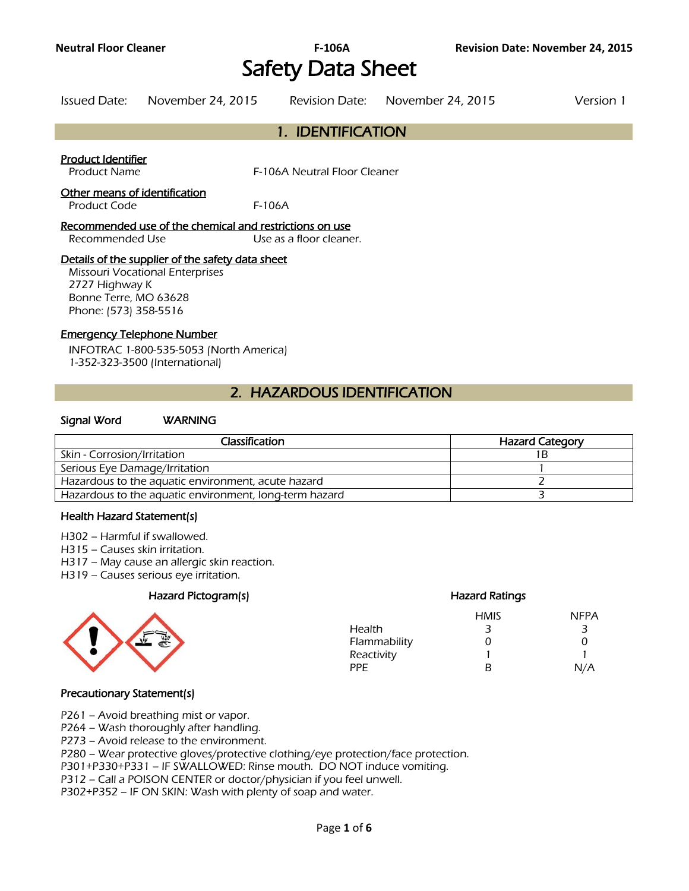# Safety Data Sheet

Issued Date: November 24, 2015 Revision Date: November 24, 2015 Version 1

## 1. IDENTIFICATION

**Product Identifier**

Product Name F-106A Neutral Floor Cleaner

**Other means of identification**

Product Code F-106A

**Recommended use of the chemical and restrictions on use**

Recommended Use Use as a floor cleaner.

**Details of the supplier of the safety data sheet**

Missouri Vocational Enterprises
2727 Highway K
Bonne Terre, MO 63628
Phone: (573) 358-5516

**Emergency Telephone Number**

INFOTRAC 1-800-535-5053 (North America)
1-352-323-3500 (International)

## 2. HAZARDOUS IDENTIFICATION

**Signal Word** WARNING

| Classification | Hazard Category |
|---|---|
| Skin - Corrosion/Irritation | 1B |
| Serious Eye Damage/Irritation | 1 |
| Hazardous to the aquatic environment, acute hazard | 2 |
| Hazardous to the aquatic environment, long-term hazard | 3 |

### Health Hazard Statement(s)

H302 – Harmful if swallowed.
H315 – Causes skin irritation.
H317 – May cause an allergic skin reaction.
H319 – Causes serious eye irritation.

### Hazard Pictogram(s)

### Hazard Ratings

| | HMIS | NFPA |
|---|---|---|
| Health | 3 | 3 |
| Flammability | 0 | 0 |
| Reactivity | 1 | 1 |
| PPE | B | N/A |

### Precautionary Statement(s)

P261 – Avoid breathing mist or vapor.
P264 – Wash thoroughly after handling.
P273 – Avoid release to the environment.
P280 – Wear protective gloves/protective clothing/eye protection/face protection.
P301+P330+P331 – IF SWALLOWED: Rinse mouth. DO NOT induce vomiting.
P312 – Call a POISON CENTER or doctor/physician if you feel unwell.
P302+P352 – IF ON SKIN: Wash with plenty of soap and water.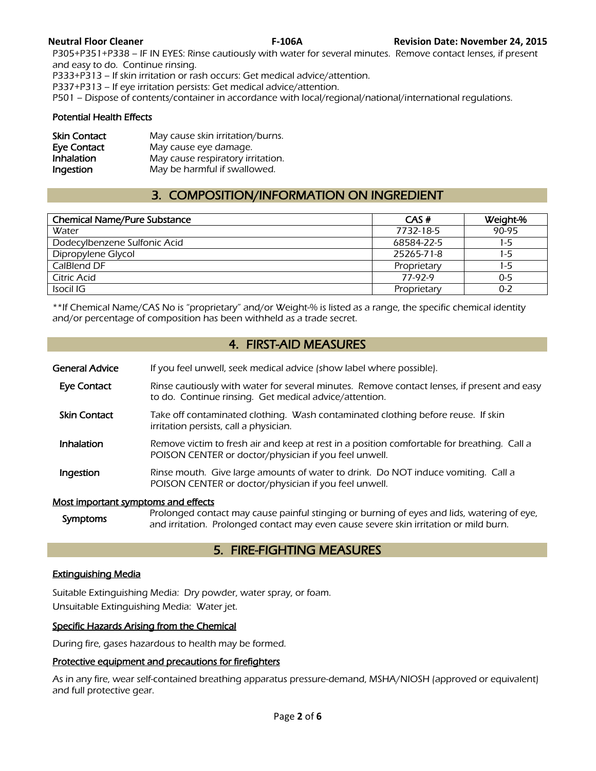P305+P351+P338 – IF IN EYES: Rinse cautiously with water for several minutes. Remove contact lenses, if present and easy to do. Continue rinsing.
P333+P313 – If skin irritation or rash occurs: Get medical advice/attention.
P337+P313 – If eye irritation persists: Get medical advice/attention.
P501 – Dispose of contents/container in accordance with local/regional/national/international regulations.

### Potential Health Effects

**Skin Contact** May cause skin irritation/burns.
**Eye Contact** May cause eye damage.
**Inhalation** May cause respiratory irritation.
**Ingestion** May be harmful if swallowed.

## 3. COMPOSITION/INFORMATION ON INGREDIENT

| Chemical Name/Pure Substance | CAS # | Weight-% |
|---|---|---|
| Water | 7732-18-5 | 90-95 |
| Dodecylbenzene Sulfonic Acid | 68584-22-5 | 1-5 |
| Dipropylene Glycol | 25265-71-8 | 1-5 |
| CalBlend DF | Proprietary | 1-5 |
| Citric Acid | 77-92-9 | 0-5 |
| Isocil IG | Proprietary | 0-2 |

**If Chemical Name/CAS No is "proprietary" and/or Weight-% is listed as a range, the specific chemical identity and/or percentage of composition has been withheld as a trade secret.

## 4. FIRST-AID MEASURES

**General Advice** If you feel unwell, seek medical advice (show label where possible).

**Eye Contact** Rinse cautiously with water for several minutes. Remove contact lenses, if present and easy to do. Continue rinsing. Get medical advice/attention.

**Skin Contact** Take off contaminated clothing. Wash contaminated clothing before reuse. If skin irritation persists, call a physician.

**Inhalation** Remove victim to fresh air and keep at rest in a position comfortable for breathing. Call a POISON CENTER or doctor/physician if you feel unwell.

**Ingestion** Rinse mouth. Give large amounts of water to drink. Do NOT induce vomiting. Call a POISON CENTER or doctor/physician if you feel unwell.

### Most important symptoms and effects

**Symptoms** Prolonged contact may cause painful stinging or burning of eyes and lids, watering of eye, and irritation. Prolonged contact may even cause severe skin irritation or mild burn.

## 5. FIRE-FIGHTING MEASURES

### Extinguishing Media

Suitable Extinguishing Media: Dry powder, water spray, or foam.
Unsuitable Extinguishing Media: Water jet.

### Specific Hazards Arising from the Chemical

During fire, gases hazardous to health may be formed.

### Protective equipment and precautions for firefighters

As in any fire, wear self-contained breathing apparatus pressure-demand, MSHA/NIOSH (approved or equivalent) and full protective gear.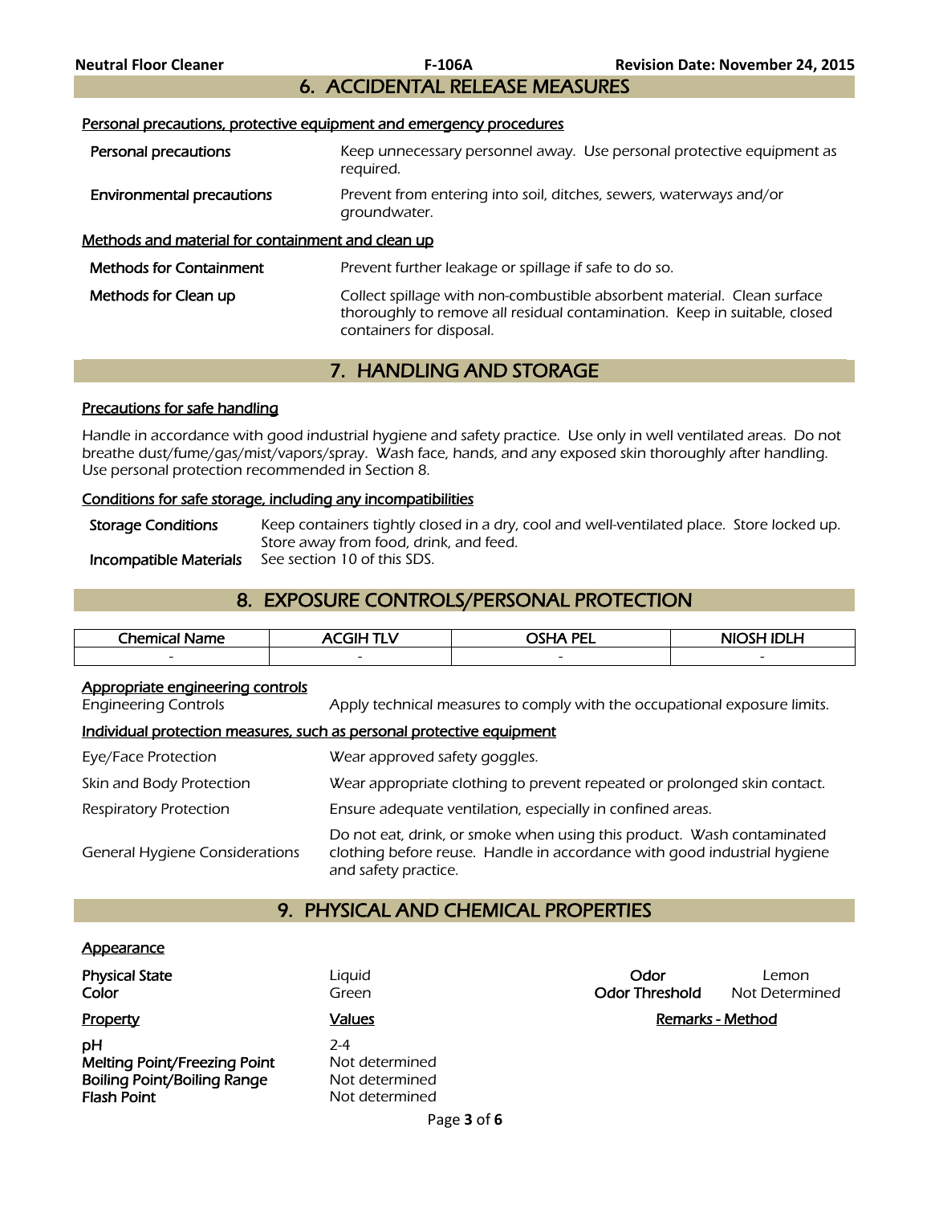## 6. ACCIDENTAL RELEASE MEASURES

**Personal precautions, protective equipment and emergency procedures**

| | |
|---|---|
| **Personal precautions** | Keep unnecessary personnel away. Use personal protective equipment as required. |
| **Environmental precautions** | Prevent from entering into soil, ditches, sewers, waterways and/or groundwater. |

**Methods and material for containment and clean up**

| | |
|---|---|
| **Methods for Containment** | Prevent further leakage or spillage if safe to do so. |
| **Methods for Clean up** | Collect spillage with non-combustible absorbent material. Clean surface thoroughly to remove all residual contamination. Keep in suitable, closed containers for disposal. |

## 7. HANDLING AND STORAGE

**Precautions for safe handling**

Handle in accordance with good industrial hygiene and safety practice. Use only in well ventilated areas. Do not breathe dust/fume/gas/mist/vapors/spray. Wash face, hands, and any exposed skin thoroughly after handling. Use personal protection recommended in Section 8.

**Conditions for safe storage, including any incompatibilities**

| | |
|---|---|
| **Storage Conditions** | Keep containers tightly closed in a dry, cool and well-ventilated place. Store locked up. Store away from food, drink, and feed. |
| **Incompatible Materials** | See section 10 of this SDS. |

## 8. EXPOSURE CONTROLS/PERSONAL PROTECTION

| Chemical Name | ACGIH TLV | OSHA PEL | NIOSH IDLH |
|---|---|---|---|
| - | - | - | - |

**Appropriate engineering controls**

| | |
|---|---|
| Engineering Controls | Apply technical measures to comply with the occupational exposure limits. |

**Individual protection measures, such as personal protective equipment**

| | |
|---|---|
| Eye/Face Protection | Wear approved safety goggles. |
| Skin and Body Protection | Wear appropriate clothing to prevent repeated or prolonged skin contact. |
| Respiratory Protection | Ensure adequate ventilation, especially in confined areas. |
| General Hygiene Considerations | Do not eat, drink, or smoke when using this product. Wash contaminated clothing before reuse. Handle in accordance with good industrial hygiene and safety practice. |

## 9. PHYSICAL AND CHEMICAL PROPERTIES

**Appearance**

| | | | |
|---|---|---|---|
| **Physical State** | Liquid | **Odor** | Lemon |
| **Color** | Green | **Odor Threshold** | Not Determined |

| **Property** | **Values** | **Remarks - Method** |
|---|---|---|
| **pH** | 2-4 | |
| **Melting Point/Freezing Point** | Not determined | |
| **Boiling Point/Boiling Range** | Not determined | |
| **Flash Point** | Not determined | |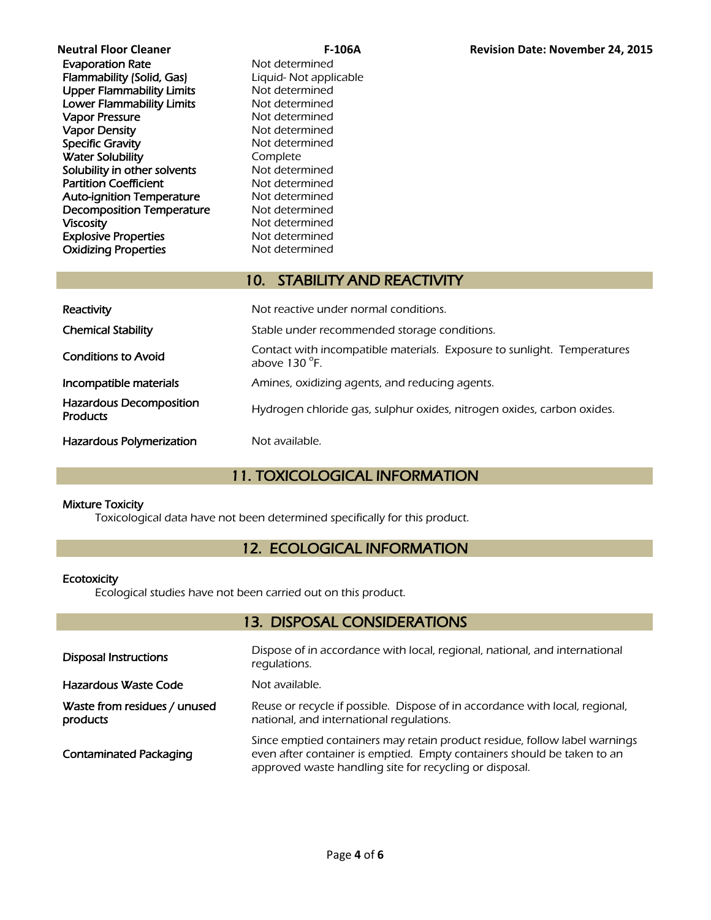| Property | Value |
|---|---|
| Evaporation Rate | Not determined |
| Flammability (Solid, Gas) | Liquid- Not applicable |
| Upper Flammability Limits | Not determined |
| Lower Flammability Limits | Not determined |
| Vapor Pressure | Not determined |
| Vapor Density | Not determined |
| Specific Gravity | Not determined |
| Water Solubility | Complete |
| Solubility in other solvents | Not determined |
| Partition Coefficient | Not determined |
| Auto-ignition Temperature | Not determined |
| Decomposition Temperature | Not determined |
| Viscosity | Not determined |
| Explosive Properties | Not determined |
| Oxidizing Properties | Not determined |

## 10. STABILITY AND REACTIVITY

| | |
|---|---|
| Reactivity | *Not reactive under normal conditions.* |
| Chemical Stability | *Stable under recommended storage conditions.* |
| Conditions to Avoid | *Contact with incompatible materials. Exposure to sunlight. Temperatures above 130 °F.* |
| Incompatible materials | *Amines, oxidizing agents, and reducing agents.* |
| Hazardous Decomposition Products | *Hydrogen chloride gas, sulphur oxides, nitrogen oxides, carbon oxides.* |
| Hazardous Polymerization | *Not available.* |

## 11. TOXICOLOGICAL INFORMATION

**Mixture Toxicity**

*Toxicological data have not been determined specifically for this product.*

## 12. ECOLOGICAL INFORMATION

**Ecotoxicity**

*Ecological studies have not been carried out on this product.*

## 13. DISPOSAL CONSIDERATIONS

| | |
|---|---|
| Disposal Instructions | *Dispose of in accordance with local, regional, national, and international regulations.* |
| Hazardous Waste Code | *Not available.* |
| Waste from residues / unused products | *Reuse or recycle if possible. Dispose of in accordance with local, regional, national, and international regulations.* |
| Contaminated Packaging | *Since emptied containers may retain product residue, follow label warnings even after container is emptied. Empty containers should be taken to an approved waste handling site for recycling or disposal.* |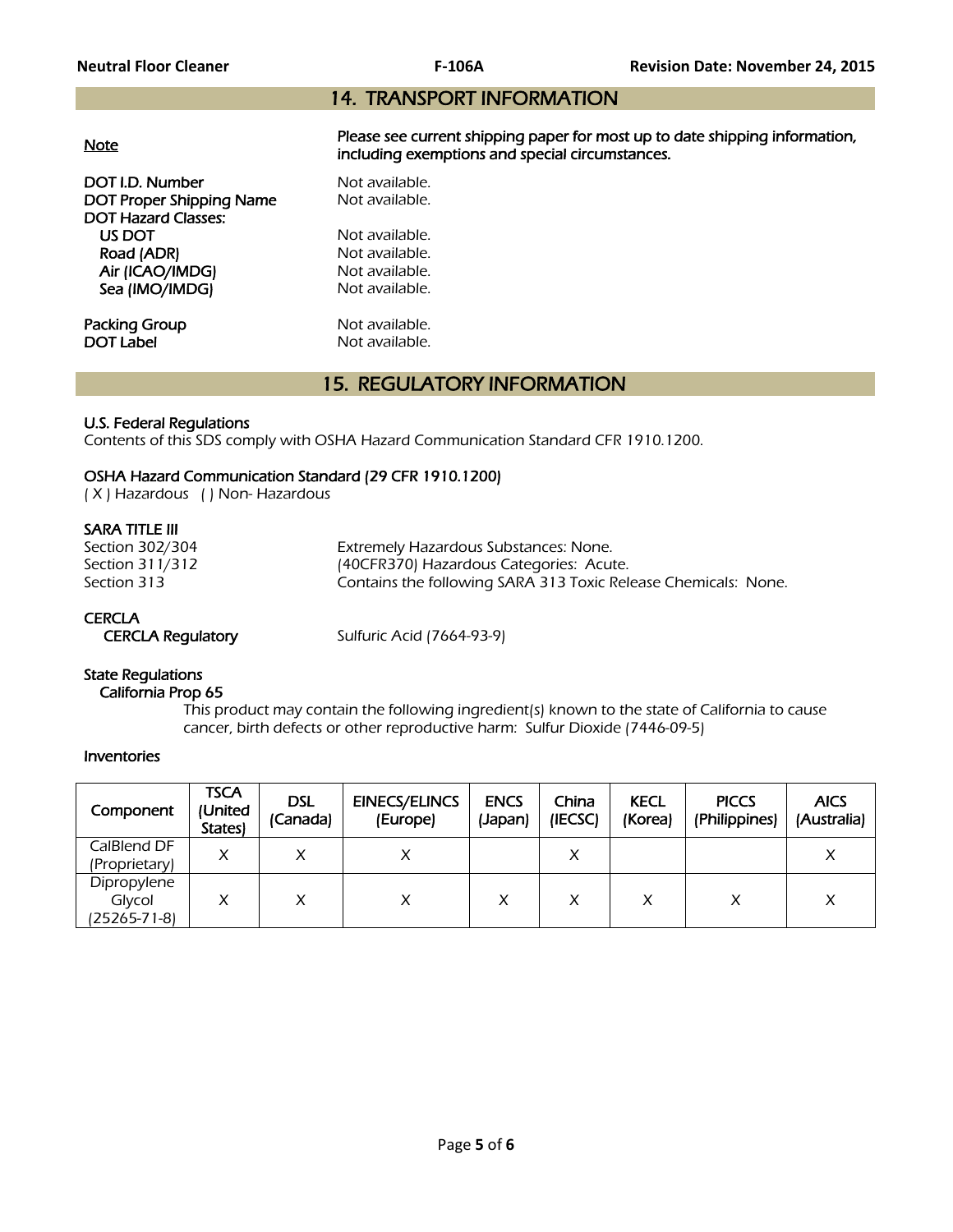## 14. TRANSPORT INFORMATION

**Note** — **Please see current shipping paper for most up to date shipping information, including exemptions and special circumstances.**

**DOT I.D. Number** — Not available.
**DOT Proper Shipping Name** — Not available.
**DOT Hazard Classes:**
- **US DOT** — Not available.
- **Road (ADR)** — Not available.
- **Air (ICAO/IMDG)** — Not available.
- **Sea (IMO/IMDG)** — Not available.

**Packing Group** — Not available.
**DOT Label** — Not available.

## 15. REGULATORY INFORMATION

### U.S. Federal Regulations

*Contents of this SDS comply with OSHA Hazard Communication Standard CFR 1910.1200.*

### OSHA Hazard Communication Standard (29 CFR 1910.1200)

*( X ) Hazardous ( ) Non- Hazardous*

### SARA TITLE III

Section 302/304 — Extremely Hazardous Substances: None.
Section 311/312 — (40CFR370) Hazardous Categories: Acute.
Section 313 — Contains the following SARA 313 Toxic Release Chemicals: None.

### CERCLA

**CERCLA Regulatory** — Sulfuric Acid (7664-93-9)

### State Regulations

**California Prop 65**

This product may contain the following ingredient(s) known to the state of California to cause cancer, birth defects or other reproductive harm: Sulfur Dioxide (7446-09-5)

### Inventories

| Component | TSCA (United States) | DSL (Canada) | EINECS/ELINCS (Europe) | ENCS (Japan) | China (IECSC) | KECL (Korea) | PICCS (Philippines) | AICS (Australia) |
|---|---|---|---|---|---|---|---|---|
| CalBlend DF (Proprietary) | X | X | X | | X | | | X |
| Dipropylene Glycol (25265-71-8) | X | X | X | X | X | X | X | X |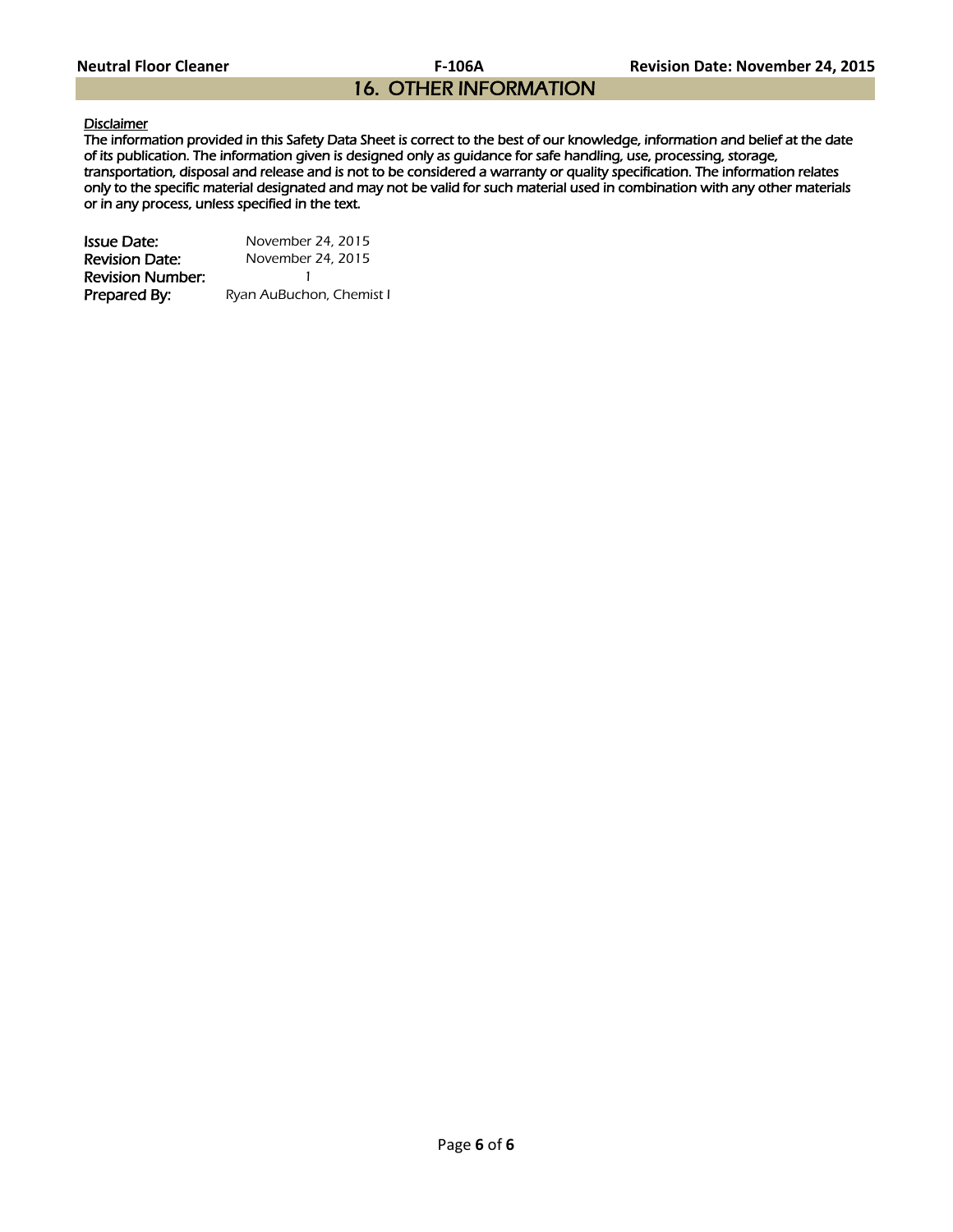## 16. OTHER INFORMATION

<u>Disclaimer</u>

The information provided in this Safety Data Sheet is correct to the best of our knowledge, information and belief at the date of its publication. The information given is designed only as guidance for safe handling, use, processing, storage, transportation, disposal and release and is not to be considered a warranty or quality specification. The information relates only to the specific material designated and may not be valid for such material used in combination with any other materials or in any process, unless specified in the text.

| | |
|---|---|
| **Issue Date:** | November 24, 2015 |
| **Revision Date:** | November 24, 2015 |
| **Revision Number:** | 1 |
| **Prepared By:** | Ryan AuBuchon, Chemist I |